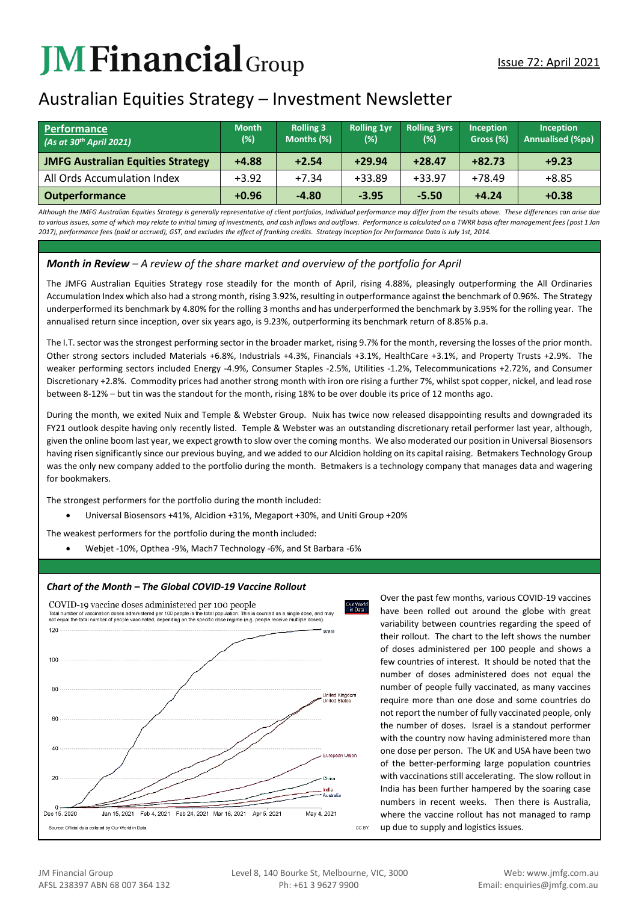# JM Financial Group

Issue 72: April 2021

## Australian Equities Strategy – Investment Newsletter

| **Performance** *(As at 30th April 2021)* | Month (%) | Rolling 3 Months (%) | Rolling 1yr (%) | Rolling 3yrs (%) | Inception Gross (%) | Inception Annualised (%pa) |
|---|---|---|---|---|---|---|
| **JMFG Australian Equities Strategy** | **+4.88** | **+2.54** | **+29.94** | **+28.47** | **+82.73** | **+9.23** |
| All Ords Accumulation Index | +3.92 | +7.34 | +33.89 | +33.97 | +78.49 | +8.85 |
| **Outperformance** | **+0.96** | **-4.80** | **-3.95** | **-5.50** | **+4.24** | **+0.38** |

*Although the JMFG Australian Equities Strategy is generally representative of client portfolios, Individual performance may differ from the results above. These differences can arise due to various issues, some of which may relate to initial timing of investments, and cash inflows and outflows. Performance is calculated on a TWRR basis after management fees (post 1 Jan 2017), performance fees (paid or accrued), GST, and excludes the effect of franking credits. Strategy Inception for Performance Data is July 1st, 2014.*

### *Month in Review – A review of the share market and overview of the portfolio for April*

The JMFG Australian Equities Strategy rose steadily for the month of April, rising 4.88%, pleasingly outperforming the All Ordinaries Accumulation Index which also had a strong month, rising 3.92%, resulting in outperformance against the benchmark of 0.96%. The Strategy underperformed its benchmark by 4.80% for the rolling 3 months and has underperformed the benchmark by 3.95% for the rolling year. The annualised return since inception, over six years ago, is 9.23%, outperforming its benchmark return of 8.85% p.a.

The I.T. sector was the strongest performing sector in the broader market, rising 9.7% for the month, reversing the losses of the prior month. Other strong sectors included Materials +6.8%, Industrials +4.3%, Financials +3.1%, HealthCare +3.1%, and Property Trusts +2.9%. The weaker performing sectors included Energy -4.9%, Consumer Staples -2.5%, Utilities -1.2%, Telecommunications +2.72%, and Consumer Discretionary +2.8%. Commodity prices had another strong month with iron ore rising a further 7%, whilst spot copper, nickel, and lead rose between 8-12% – but tin was the standout for the month, rising 18% to be over double its price of 12 months ago.

During the month, we exited Nuix and Temple & Webster Group. Nuix has twice now released disappointing results and downgraded its FY21 outlook despite having only recently listed. Temple & Webster was an outstanding discretionary retail performer last year, although, given the online boom last year, we expect growth to slow over the coming months. We also moderated our position in Universal Biosensors having risen significantly since our previous buying, and we added to our Alcidion holding on its capital raising. Betmakers Technology Group was the only new company added to the portfolio during the month. Betmakers is a technology company that manages data and wagering for bookmakers.

The strongest performers for the portfolio during the month included:

- Universal Biosensors +41%, Alcidion +31%, Megaport +30%, and Uniti Group +20%

The weakest performers for the portfolio during the month included:

- Webjet -10%, Opthea -9%, Mach7 Technology -6%, and St Barbara -6%

### *Chart of the Month – The Global COVID-19 Vaccine Rollout*

COVID-19 vaccine doses administered per 100 people

Total number of vaccination doses administered per 100 people in the total population. This is counted as a single dose, and may not equal the total number of people vaccinated, depending on the specific dose regime (e.g. people receive multiple doses).

Source: Official data collated by Our World in Data

Over the past few months, various COVID-19 vaccines have been rolled out around the globe with great variability between countries regarding the speed of their rollout. The chart to the left shows the number of doses administered per 100 people and shows a few countries of interest. It should be noted that the number of doses administered does not equal the number of people fully vaccinated, as many vaccines require more than one dose and some countries do not report the number of fully vaccinated people, only the number of doses. Israel is a standout performer with the country now having administered more than one dose per person. The UK and USA have been two of the better-performing large population countries with vaccinations still accelerating. The slow rollout in India has been further hampered by the soaring case numbers in recent weeks. Then there is Australia, where the vaccine rollout has not managed to ramp up due to supply and logistics issues.

JM Financial Group
AFSL 238397 ABN 68 007 364 132

Level 8, 140 Bourke St, Melbourne, VIC, 3000
Ph: +61 3 9627 9900

Web: www.jmfg.com.au
Email: enquiries@jmfg.com.au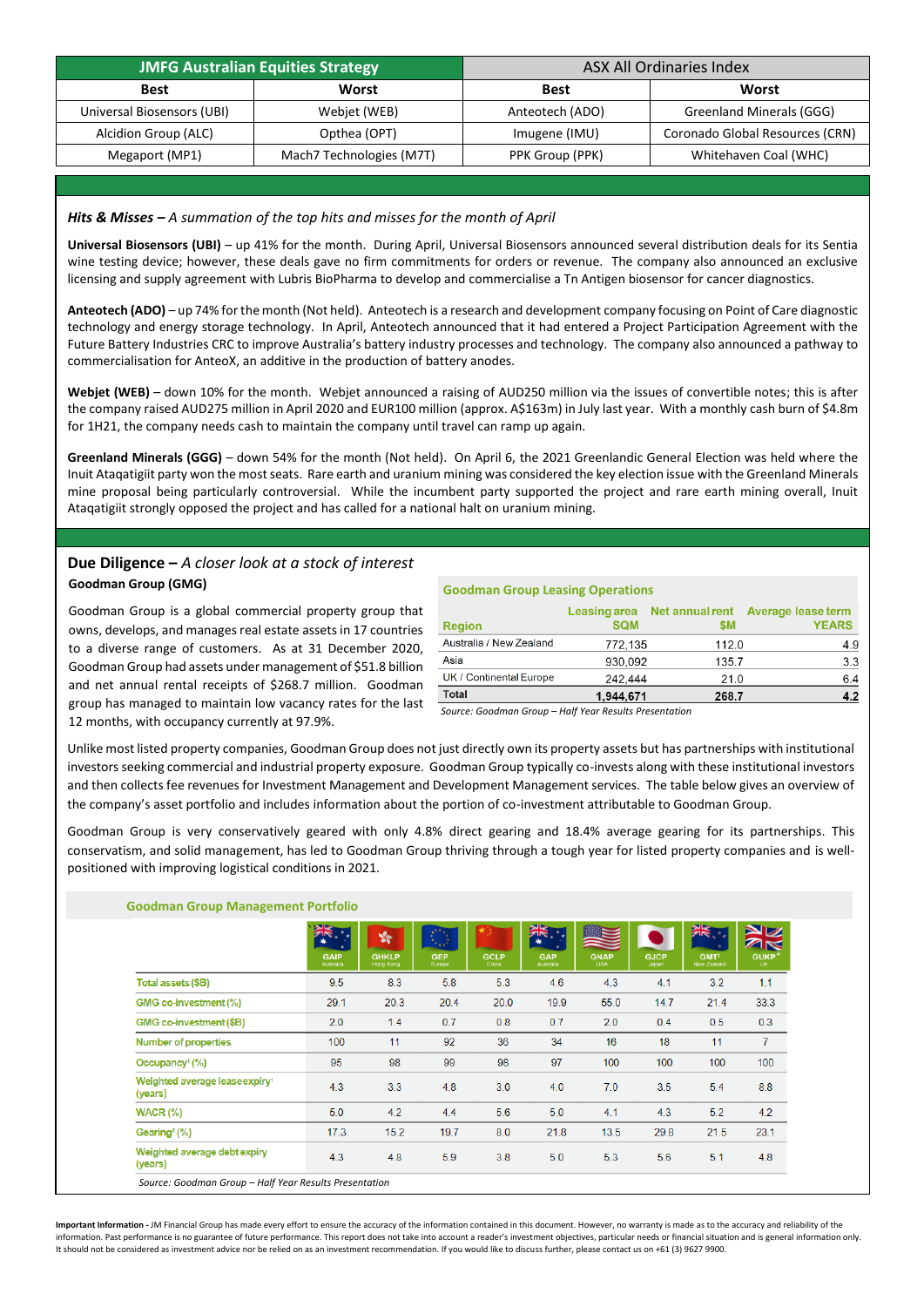| JMFG Australian Equities Strategy | | ASX All Ordinaries Index | |
|---|---|---|---|
| **Best** | **Worst** | **Best** | **Worst** |
| Universal Biosensors (UBI) | Webjet (WEB) | Anteotech (ADO) | Greenland Minerals (GGG) |
| Alcidion Group (ALC) | Opthea (OPT) | Imugene (IMU) | Coronado Global Resources (CRN) |
| Megaport (MP1) | Mach7 Technologies (M7T) | PPK Group (PPK) | Whitehaven Coal (WHC) |

***Hits & Misses** – A summation of the top hits and misses for the month of April*

**Universal Biosensors (UBI)** – up 41% for the month. During April, Universal Biosensors announced several distribution deals for its Sentia wine testing device; however, these deals gave no firm commitments for orders or revenue. The company also announced an exclusive licensing and supply agreement with Lubris BioPharma to develop and commercialise a Tn Antigen biosensor for cancer diagnostics.

**Anteotech (ADO)** – up 74% for the month (Not held). Anteotech is a research and development company focusing on Point of Care diagnostic technology and energy storage technology. In April, Anteotech announced that it had entered a Project Participation Agreement with the Future Battery Industries CRC to improve Australia's battery industry processes and technology. The company also announced a pathway to commercialisation for AnteoX, an additive in the production of battery anodes.

**Webjet (WEB)** – down 10% for the month. Webjet announced a raising of AUD250 million via the issues of convertible notes; this is after the company raised AUD275 million in April 2020 and EUR100 million (approx. A$163m) in July last year. With a monthly cash burn of $4.8m for 1H21, the company needs cash to maintain the company until travel can ramp up again.

**Greenland Minerals (GGG)** – down 54% for the month (Not held). On April 6, the 2021 Greenlandic General Election was held where the Inuit Ataqatigiit party won the most seats. Rare earth and uranium mining was considered the key election issue with the Greenland Minerals mine proposal being particularly controversial. While the incumbent party supported the project and rare earth mining overall, Inuit Ataqatigiit strongly opposed the project and has called for a national halt on uranium mining.

## Due Diligence – *A closer look at a stock of interest*

**Goodman Group (GMG)**

Goodman Group is a global commercial property group that owns, develops, and manages real estate assets in 17 countries to a diverse range of customers. As at 31 December 2020, Goodman Group had assets under management of $51.8 billion and net annual rental receipts of $268.7 million. Goodman group has managed to maintain low vacancy rates for the last 12 months, with occupancy currently at 97.9%.

**Goodman Group Leasing Operations**

| Region | Leasing area SQM | Net annual rent $M | Average lease term YEARS |
|---|---|---|---|
| Australia / New Zealand | 772,135 | 112.0 | 4.9 |
| Asia | 930,092 | 135.7 | 3.3 |
| UK / Continental Europe | 242,444 | 21.0 | 6.4 |
| **Total** | **1,944,671** | **268.7** | **4.2** |

*Source: Goodman Group – Half Year Results Presentation*

Unlike most listed property companies, Goodman Group does not just directly own its property assets but has partnerships with institutional investors seeking commercial and industrial property exposure. Goodman Group typically co-invests along with these institutional investors and then collects fee revenues for Investment Management and Development Management services. The table below gives an overview of the company's asset portfolio and includes information about the portion of co-investment attributable to Goodman Group.

Goodman Group is very conservatively geared with only 4.8% direct gearing and 18.4% average gearing for its partnerships. This conservatism, and solid management, has led to Goodman Group thriving through a tough year for listed property companies and is well-positioned with improving logistical conditions in 2021.

**Goodman Group Management Portfolio**

| | GAIP Australia | GHKLP Hong Kong | GEP Europe | GCLP China | GAP Australia | GNAP USA | GJCP Japan | GMT[3] New Zealand | GUKP[4] UK |
|---|---|---|---|---|---|---|---|---|---|
| Total assets ($B) | 9.5 | 8.3 | 5.8 | 5.3 | 4.6 | 4.3 | 4.1 | 3.2 | 1.1 |
| GMG co-investment (%) | 29.1 | 20.3 | 20.4 | 20.0 | 19.9 | 55.0 | 14.7 | 21.4 | 33.3 |
| GMG co-investment ($B) | 2.0 | 1.4 | 0.7 | 0.8 | 0.7 | 2.0 | 0.4 | 0.5 | 0.3 |
| Number of properties | 100 | 11 | 92 | 36 | 34 | 16 | 18 | 11 | 7 |
| Occupancy[1] (%) | 95 | 98 | 99 | 98 | 97 | 100 | 100 | 100 | 100 |
| Weighted average lease expiry[1] (years) | 4.3 | 3.3 | 4.8 | 3.0 | 4.0 | 7.0 | 3.5 | 5.4 | 8.8 |
| WACR (%) | 5.0 | 4.2 | 4.4 | 5.6 | 5.0 | 4.1 | 4.3 | 5.2 | 4.2 |
| Gearing[2] (%) | 17.3 | 15.2 | 19.7 | 8.0 | 21.8 | 13.5 | 29.8 | 21.5 | 23.1 |
| Weighted average debt expiry (years) | 4.3 | 4.8 | 5.9 | 3.8 | 5.0 | 5.3 | 5.6 | 5.1 | 4.8 |

*Source: Goodman Group – Half Year Results Presentation*

**Important Information -** JM Financial Group has made every effort to ensure the accuracy of the information contained in this document. However, no warranty is made as to the accuracy and reliability of the information. Past performance is no guarantee of future performance. This report does not take into account a reader's investment objectives, particular needs or financial situation and is general information only. It should not be considered as investment advice nor be relied on as an investment recommendation. If you would like to discuss further, please contact us on +61 (3) 9627 9900.